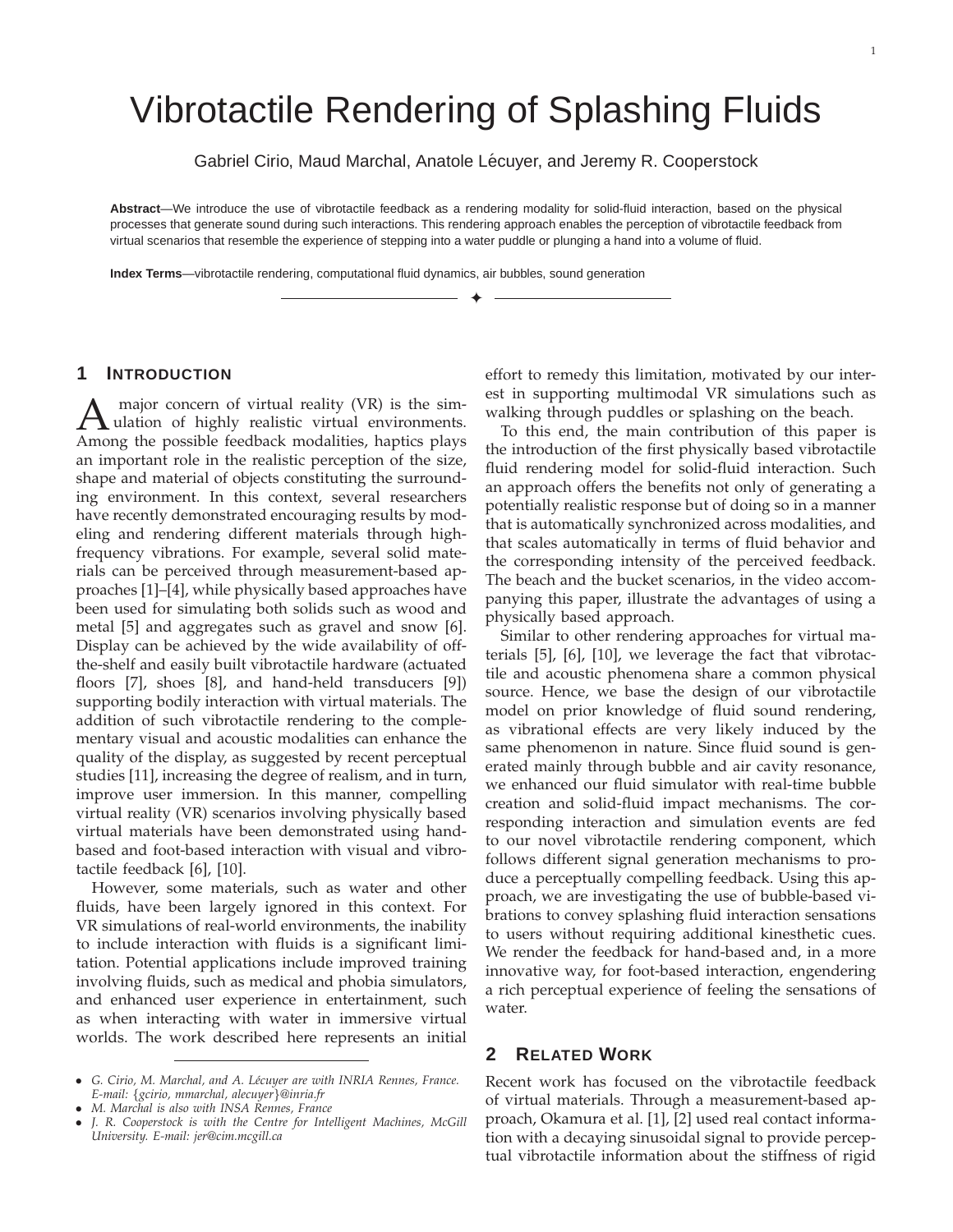# Vibrotactile Rendering of Splashing Fluids

Gabriel Cirio, Maud Marchal, Anatole Lécuyer, and Jeremy R. Cooperstock

**Abstract**—We introduce the use of vibrotactile feedback as a rendering modality for solid-fluid interaction, based on the physical processes that generate sound during such interactions. This rendering approach enables the perception of vibrotactile feedback from virtual scenarios that resemble the experience of stepping into a water puddle or plunging a hand into a volume of fluid.

**Index Terms**—vibrotactile rendering, computational fluid dynamics, air bubbles, sound generation

## 1 Introduction

A major concern of virtual reality (VR) is the simulation of highly realistic virtual environments. Among the possible feedback modalities, haptics plays an important role in the realistic perception of the size, shape and material of objects constituting the surrounding environment. In this context, several researchers have recently demonstrated encouraging results by modeling and rendering different materials through high-frequency vibrations. For example, several solid materials can be perceived through measurement-based approaches [1]–[4], while physically based approaches have been used for simulating both solids such as wood and metal [5] and aggregates such as gravel and snow [6]. Display can be achieved by the wide availability of off-the-shelf and easily built vibrotactile hardware (actuated floors [7], shoes [8], and hand-held transducers [9]) supporting bodily interaction with virtual materials. The addition of such vibrotactile rendering to the complementary visual and acoustic modalities can enhance the quality of the display, as suggested by recent perceptual studies [11], increasing the degree of realism, and in turn, improve user immersion. In this manner, compelling virtual reality (VR) scenarios involving physically based virtual materials have been demonstrated using hand-based and foot-based interaction with visual and vibrotactile feedback [6], [10].

However, some materials, such as water and other fluids, have been largely ignored in this context. For VR simulations of real-world environments, the inability to include interaction with fluids is a significant limitation. Potential applications include improved training involving fluids, such as medical and phobia simulators, and enhanced user experience in entertainment, such as when interacting with water in immersive virtual worlds. The work described here represents an initial effort to remedy this limitation, motivated by our interest in supporting multimodal VR simulations such as walking through puddles or splashing on the beach.

To this end, the main contribution of this paper is the introduction of the first physically based vibrotactile fluid rendering model for solid-fluid interaction. Such an approach offers the benefits not only of generating a potentially realistic response but of doing so in a manner that is automatically synchronized across modalities, and that scales automatically in terms of fluid behavior and the corresponding intensity of the perceived feedback. The beach and the bucket scenarios, in the video accompanying this paper, illustrate the advantages of using a physically based approach.

Similar to other rendering approaches for virtual materials [5], [6], [10], we leverage the fact that vibrotactile and acoustic phenomena share a common physical source. Hence, we base the design of our vibrotactile model on prior knowledge of fluid sound rendering, as vibrational effects are very likely induced by the same phenomenon in nature. Since fluid sound is generated mainly through bubble and air cavity resonance, we enhanced our fluid simulator with real-time bubble creation and solid-fluid impact mechanisms. The corresponding interaction and simulation events are fed to our novel vibrotactile rendering component, which follows different signal generation mechanisms to produce a perceptually compelling feedback. Using this approach, we are investigating the use of bubble-based vibrations to convey splashing fluid interaction sensations to users without requiring additional kinesthetic cues. We render the feedback for hand-based and, in a more innovative way, for foot-based interaction, engendering a rich perceptual experience of feeling the sensations of water.

## 2 Related Work

Recent work has focused on the vibrotactile feedback of virtual materials. Through a measurement-based approach, Okamura et al. [1], [2] used real contact information with a decaying sinusoidal signal to provide perceptual vibrotactile information about the stiffness of rigid

- *G. Cirio, M. Marchal, and A. Lécuyer are with INRIA Rennes, France. E-mail: {gcirio, mmarchal, alecuyer}@inria.fr*
- *M. Marchal is also with INSA Rennes, France*
- *J. R. Cooperstock is with the Centre for Intelligent Machines, McGill University. E-mail: jer@cim.mcgill.ca*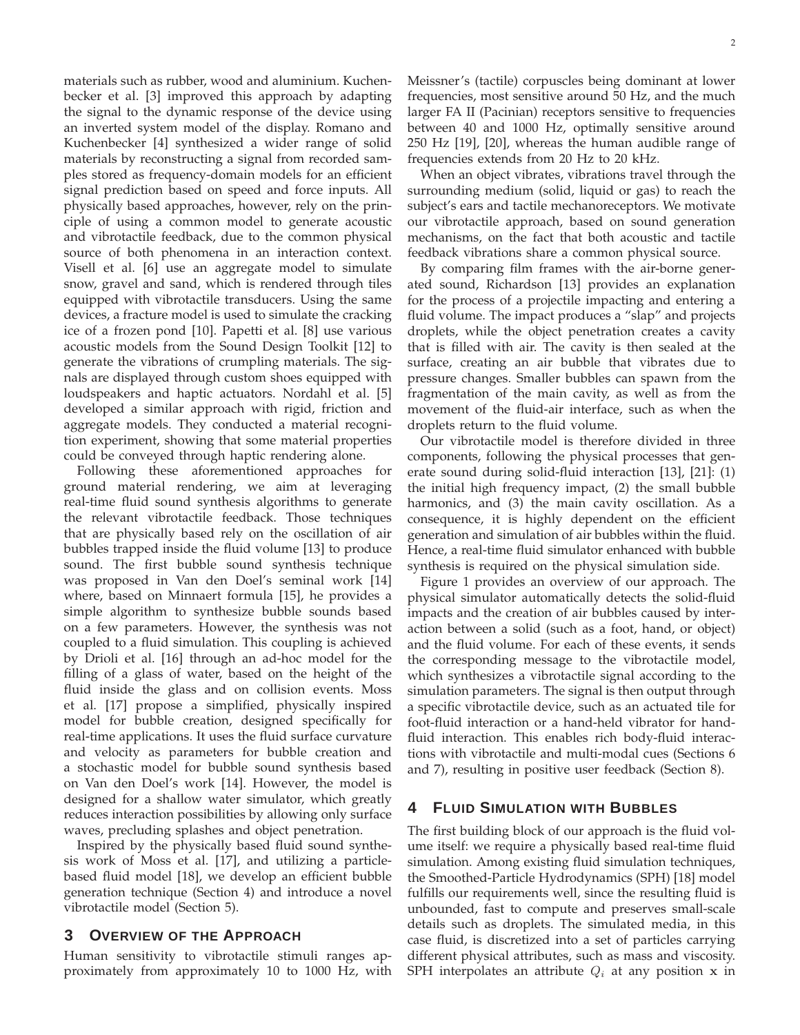materials such as rubber, wood and aluminium. Kuchenbecker et al. [3] improved this approach by adapting the signal to the dynamic response of the device using an inverted system model of the display. Romano and Kuchenbecker [4] synthesized a wider range of solid materials by reconstructing a signal from recorded samples stored as frequency-domain models for an efficient signal prediction based on speed and force inputs. All physically based approaches, however, rely on the principle of using a common model to generate acoustic and vibrotactile feedback, due to the common physical source of both phenomena in an interaction context. Visell et al. [6] use an aggregate model to simulate snow, gravel and sand, which is rendered through tiles equipped with vibrotactile transducers. Using the same devices, a fracture model is used to simulate the cracking ice of a frozen pond [10]. Papetti et al. [8] use various acoustic models from the Sound Design Toolkit [12] to generate the vibrations of crumpling materials. The signals are displayed through custom shoes equipped with loudspeakers and haptic actuators. Nordahl et al. [5] developed a similar approach with rigid, friction and aggregate models. They conducted a material recognition experiment, showing that some material properties could be conveyed through haptic rendering alone.

Following these aforementioned approaches for ground material rendering, we aim at leveraging real-time fluid sound synthesis algorithms to generate the relevant vibrotactile feedback. Those techniques that are physically based rely on the oscillation of air bubbles trapped inside the fluid volume [13] to produce sound. The first bubble sound synthesis technique was proposed in Van den Doel's seminal work [14] where, based on Minnaert formula [15], he provides a simple algorithm to synthesize bubble sounds based on a few parameters. However, the synthesis was not coupled to a fluid simulation. This coupling is achieved by Drioli et al. [16] through an ad-hoc model for the filling of a glass of water, based on the height of the fluid inside the glass and on collision events. Moss et al. [17] propose a simplified, physically inspired model for bubble creation, designed specifically for real-time applications. It uses the fluid surface curvature and velocity as parameters for bubble creation and a stochastic model for bubble sound synthesis based on Van den Doel's work [14]. However, the model is designed for a shallow water simulator, which greatly reduces interaction possibilities by allowing only surface waves, precluding splashes and object penetration.

Inspired by the physically based fluid sound synthesis work of Moss et al. [17], and utilizing a particle-based fluid model [18], we develop an efficient bubble generation technique (Section 4) and introduce a novel vibrotactile model (Section 5).

## 3 Overview of the Approach

Human sensitivity to vibrotactile stimuli ranges approximately from approximately 10 to 1000 Hz, with Meissner's (tactile) corpuscles being dominant at lower frequencies, most sensitive around 50 Hz, and the much larger FA II (Pacinian) receptors sensitive to frequencies between 40 and 1000 Hz, optimally sensitive around 250 Hz [19], [20], whereas the human audible range of frequencies extends from 20 Hz to 20 kHz.

When an object vibrates, vibrations travel through the surrounding medium (solid, liquid or gas) to reach the subject's ears and tactile mechanoreceptors. We motivate our vibrotactile approach, based on sound generation mechanisms, on the fact that both acoustic and tactile feedback vibrations share a common physical source.

By comparing film frames with the air-borne generated sound, Richardson [13] provides an explanation for the process of a projectile impacting and entering a fluid volume. The impact produces a "slap" and projects droplets, while the object penetration creates a cavity that is filled with air. The cavity is then sealed at the surface, creating an air bubble that vibrates due to pressure changes. Smaller bubbles can spawn from the fragmentation of the main cavity, as well as from the movement of the fluid-air interface, such as when the droplets return to the fluid volume.

Our vibrotactile model is therefore divided in three components, following the physical processes that generate sound during solid-fluid interaction [13], [21]: (1) the initial high frequency impact, (2) the small bubble harmonics, and (3) the main cavity oscillation. As a consequence, it is highly dependent on the efficient generation and simulation of air bubbles within the fluid. Hence, a real-time fluid simulator enhanced with bubble synthesis is required on the physical simulation side.

Figure 1 provides an overview of our approach. The physical simulator automatically detects the solid-fluid impacts and the creation of air bubbles caused by interaction between a solid (such as a foot, hand, or object) and the fluid volume. For each of these events, it sends the corresponding message to the vibrotactile model, which synthesizes a vibrotactile signal according to the simulation parameters. The signal is then output through a specific vibrotactile device, such as an actuated tile for foot-fluid interaction or a hand-held vibrator for hand-fluid interaction. This enables rich body-fluid interactions with vibrotactile and multi-modal cues (Sections 6 and 7), resulting in positive user feedback (Section 8).

## 4 Fluid Simulation with Bubbles

The first building block of our approach is the fluid volume itself: we require a physically based real-time fluid simulation. Among existing fluid simulation techniques, the Smoothed-Particle Hydrodynamics (SPH) [18] model fulfills our requirements well, since the resulting fluid is unbounded, fast to compute and preserves small-scale details such as droplets. The simulated media, in this case fluid, is discretized into a set of particles carrying different physical attributes, such as mass and viscosity. SPH interpolates an attribute $Q_i$ at any position $\mathbf{x}$ in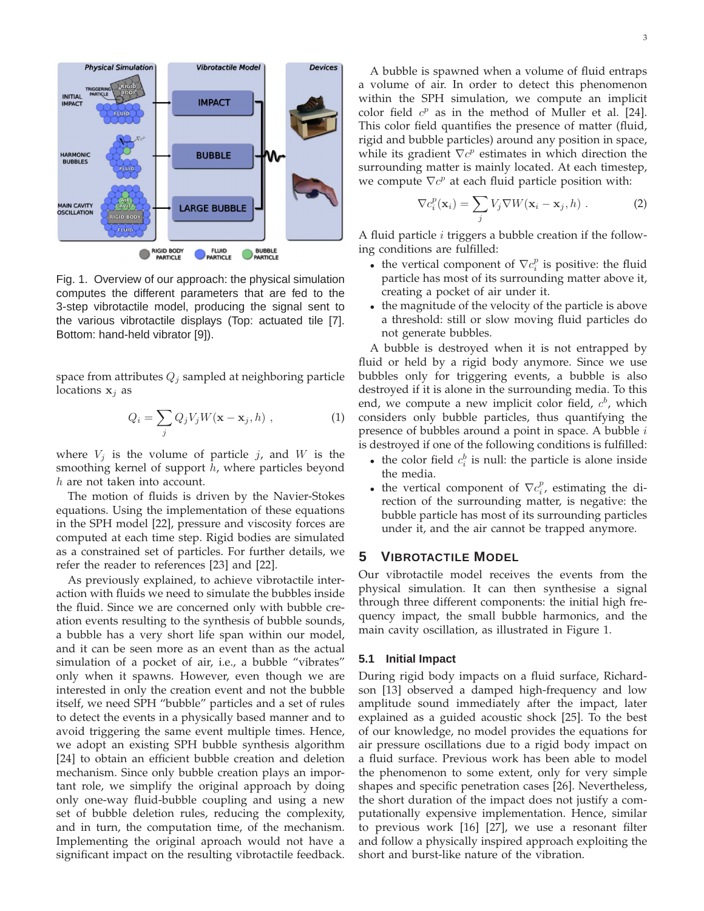Fig. 1. Overview of our approach: the physical simulation computes the different parameters that are fed to the 3-step vibrotactile model, producing the signal sent to the various vibrotactile displays (Top: actuated tile [7]. Bottom: hand-held vibrator [9]).

space from attributes $Q_j$ sampled at neighboring particle locations $\mathbf{x}_j$ as

$$Q_i = \sum_j Q_j V_j W(\mathbf{x} - \mathbf{x}_j, h) \ , \tag{1}$$

where $V_j$ is the volume of particle $j$, and $W$ is the smoothing kernel of support $h$, where particles beyond $h$ are not taken into account.

The motion of fluids is driven by the Navier-Stokes equations. Using the implementation of these equations in the SPH model [22], pressure and viscosity forces are computed at each time step. Rigid bodies are simulated as a constrained set of particles. For further details, we refer the reader to references [23] and [22].

As previously explained, to achieve vibrotactile interaction with fluids we need to simulate the bubbles inside the fluid. Since we are concerned only with bubble creation events resulting to the synthesis of bubble sounds, a bubble has a very short life span within our model, and it can be seen more as an event than as the actual simulation of a pocket of air, i.e., a bubble "vibrates" only when it spawns. However, even though we are interested in only the creation event and not the bubble itself, we need SPH "bubble" particles and a set of rules to detect the events in a physically based manner and to avoid triggering the same event multiple times. Hence, we adopt an existing SPH bubble synthesis algorithm [24] to obtain an efficient bubble creation and deletion mechanism. Since only bubble creation plays an important role, we simplify the original approach by doing only one-way fluid-bubble coupling and using a new set of bubble deletion rules, reducing the complexity, and in turn, the computation time, of the mechanism. Implementing the original aproach would not have a significant impact on the resulting vibrotactile feedback.

A bubble is spawned when a volume of fluid entraps a volume of air. In order to detect this phenomenon within the SPH simulation, we compute an implicit color field $c^p$ as in the method of Muller et al. [24]. This color field quantifies the presence of matter (fluid, rigid and bubble particles) around any position in space, while its gradient $\nabla c^p$ estimates in which direction the surrounding matter is mainly located. At each timestep, we compute $\nabla c^p$ at each fluid particle position with:

$$\nabla c_i^p(\mathbf{x}_i) = \sum_j V_j \nabla W(\mathbf{x}_i - \mathbf{x}_j, h) \ . \tag{2}$$

A fluid particle $i$ triggers a bubble creation if the following conditions are fulfilled:

- the vertical component of $\nabla c_i^p$ is positive: the fluid particle has most of its surrounding matter above it, creating a pocket of air under it.
- the magnitude of the velocity of the particle is above a threshold: still or slow moving fluid particles do not generate bubbles.

A bubble is destroyed when it is not entrapped by fluid or held by a rigid body anymore. Since we use bubbles only for triggering events, a bubble is also destroyed if it is alone in the surrounding media. To this end, we compute a new implicit color field, $c^b$, which considers only bubble particles, thus quantifying the presence of bubbles around a point in space. A bubble $i$ is destroyed if one of the following conditions is fulfilled:

- the color field $c_i^b$ is null: the particle is alone inside the media.
- the vertical component of $\nabla c_i^p$, estimating the direction of the surrounding matter, is negative: the bubble particle has most of its surrounding particles under it, and the air cannot be trapped anymore.

## 5 Vibrotactile Model

Our vibrotactile model receives the events from the physical simulation. It can then synthesise a signal through three different components: the initial high frequency impact, the small bubble harmonics, and the main cavity oscillation, as illustrated in Figure 1.

### 5.1 Initial Impact

During rigid body impacts on a fluid surface, Richardson [13] observed a damped high-frequency and low amplitude sound immediately after the impact, later explained as a guided acoustic shock [25]. To the best of our knowledge, no model provides the equations for air pressure oscillations due to a rigid body impact on a fluid surface. Previous work has been able to model the phenomenon to some extent, only for very simple shapes and specific penetration cases [26]. Nevertheless, the short duration of the impact does not justify a computationally expensive implementation. Hence, similar to previous work [16] [27], we use a resonant filter and follow a physically inspired approach exploiting the short and burst-like nature of the vibration.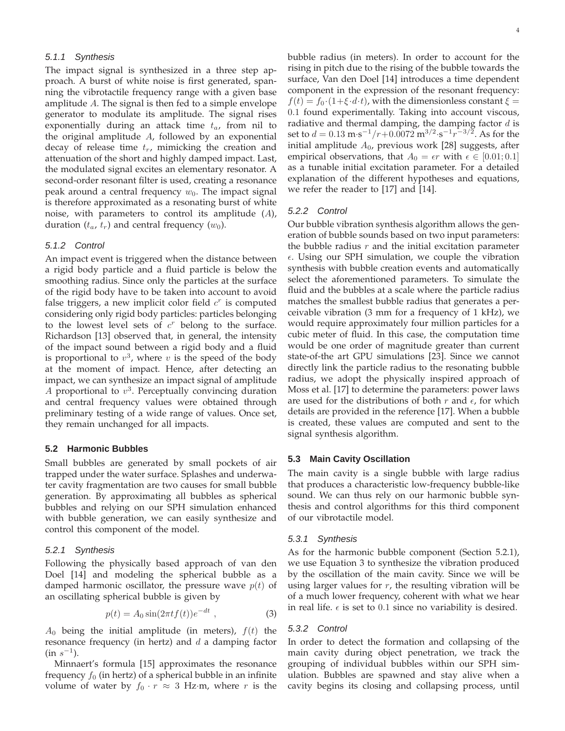#### 5.1.1 Synthesis

The impact signal is synthesized in a three step approach. A burst of white noise is first generated, spanning the vibrotactile frequency range with a given base amplitude $A$. The signal is then fed to a simple envelope generator to modulate its amplitude. The signal rises exponentially during an attack time $t_a$, from nil to the original amplitude $A$, followed by an exponential decay of release time $t_r$, mimicking the creation and attenuation of the short and highly damped impact. Last, the modulated signal excites an elementary resonator. A second-order resonant filter is used, creating a resonance peak around a central frequency $w_0$. The impact signal is therefore approximated as a resonating burst of white noise, with parameters to control its amplitude ($A$), duration ($t_a$, $t_r$) and central frequency ($w_0$).

#### 5.1.2 Control

An impact event is triggered when the distance between a rigid body particle and a fluid particle is below the smoothing radius. Since only the particles at the surface of the rigid body have to be taken into account to avoid false triggers, a new implicit color field $c^r$ is computed considering only rigid body particles: particles belonging to the lowest level sets of $c^r$ belong to the surface. Richardson [13] observed that, in general, the intensity of the impact sound between a rigid body and a fluid is proportional to $v^3$, where $v$ is the speed of the body at the moment of impact. Hence, after detecting an impact, we can synthesize an impact signal of amplitude $A$ proportional to $v^3$. Perceptually convincing duration and central frequency values were obtained through preliminary testing of a wide range of values. Once set, they remain unchanged for all impacts.

### 5.2 Harmonic Bubbles

Small bubbles are generated by small pockets of air trapped under the water surface. Splashes and underwater cavity fragmentation are two causes for small bubble generation. By approximating all bubbles as spherical bubbles and relying on our SPH simulation enhanced with bubble generation, we can easily synthesize and control this component of the model.

#### 5.2.1 Synthesis

Following the physically based approach of van den Doel [14] and modeling the spherical bubble as a damped harmonic oscillator, the pressure wave $p(t)$ of an oscillating spherical bubble is given by

$$p(t) = A_0 \sin(2\pi t f(t)) e^{-dt} \ , \tag{3}$$

$A_0$ being the initial amplitude (in meters), $f(t)$ the resonance frequency (in hertz) and $d$ a damping factor (in $s^{-1}$).

Minnaert's formula [15] approximates the resonance frequency $f_0$ (in hertz) of a spherical bubble in an infinite volume of water by $f_0 \cdot r \approx 3$ Hz·m, where $r$ is the bubble radius (in meters). In order to account for the rising in pitch due to the rising of the bubble towards the surface, Van den Doel [14] introduces a time dependent component in the expression of the resonant frequency: $f(t) = f_0 \cdot (1 + \xi \cdot d \cdot t)$, with the dimensionless constant $\xi = 0.1$ found experimentally. Taking into account viscous, radiative and thermal damping, the damping factor $d$ is set to $d = 0.13\ \text{m}\cdot\text{s}^{-1}/r + 0.0072\ \text{m}^{3/2}\cdot\text{s}^{-1} r^{-3/2}$. As for the initial amplitude $A_0$, previous work [28] suggests, after empirical observations, that $A_0 = \epsilon r$ with $\epsilon \in [0.01; 0.1]$ as a tunable initial excitation parameter. For a detailed explanation of the different hypotheses and equations, we refer the reader to [17] and [14].

#### 5.2.2 Control

Our bubble vibration synthesis algorithm allows the generation of bubble sounds based on two input parameters: the bubble radius $r$ and the initial excitation parameter $\epsilon$. Using our SPH simulation, we couple the vibration synthesis with bubble creation events and automatically select the aforementioned parameters. To simulate the fluid and the bubbles at a scale where the particle radius matches the smallest bubble radius that generates a perceivable vibration (3 mm for a frequency of 1 kHz), we would require approximately four million particles for a cubic meter of fluid. In this case, the computation time would be one order of magnitude greater than current state-of-the art GPU simulations [23]. Since we cannot directly link the particle radius to the resonating bubble radius, we adopt the physically inspired approach of Moss et al. [17] to determine the parameters: power laws are used for the distributions of both $r$ and $\epsilon$, for which details are provided in the reference [17]. When a bubble is created, these values are computed and sent to the signal synthesis algorithm.

### 5.3 Main Cavity Oscillation

The main cavity is a single bubble with large radius that produces a characteristic low-frequency bubble-like sound. We can thus rely on our harmonic bubble synthesis and control algorithms for this third component of our vibrotactile model.

#### 5.3.1 Synthesis

As for the harmonic bubble component (Section 5.2.1), we use Equation 3 to synthesize the vibration produced by the oscillation of the main cavity. Since we will be using larger values for $r$, the resulting vibration will be of a much lower frequency, coherent with what we hear in real life. $\epsilon$ is set to $0.1$ since no variability is desired.

#### 5.3.2 Control

In order to detect the formation and collapsing of the main cavity during object penetration, we track the grouping of individual bubbles within our SPH simulation. Bubbles are spawned and stay alive when a cavity begins its closing and collapsing process, until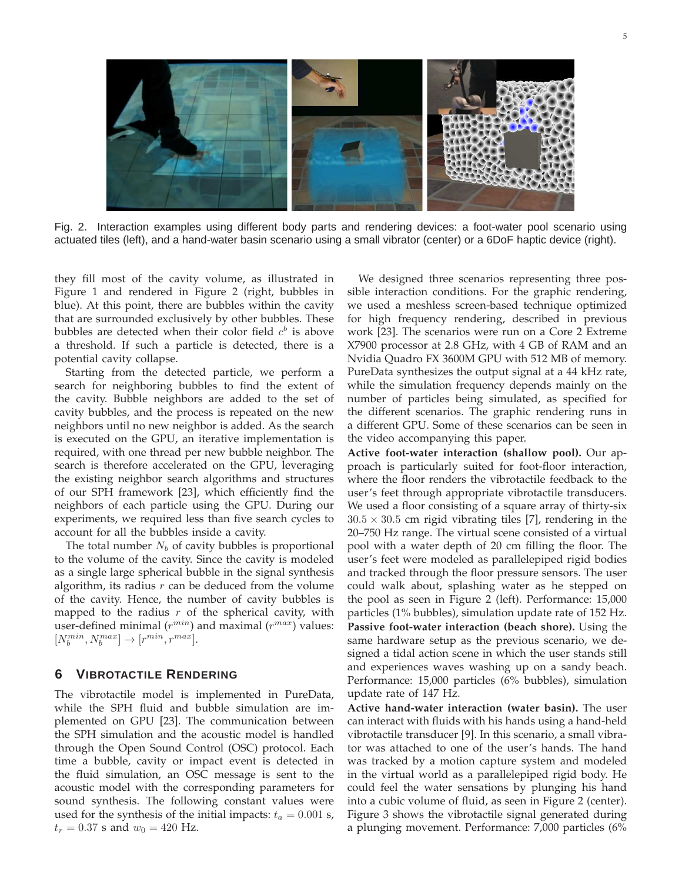Fig. 2. Interaction examples using different body parts and rendering devices: a foot-water pool scenario using actuated tiles (left), and a hand-water basin scenario using a small vibrator (center) or a 6DoF haptic device (right).

they fill most of the cavity volume, as illustrated in Figure 1 and rendered in Figure 2 (right, bubbles in blue). At this point, there are bubbles within the cavity that are surrounded exclusively by other bubbles. These bubbles are detected when their color field $c^b$ is above a threshold. If such a particle is detected, there is a potential cavity collapse.

Starting from the detected particle, we perform a search for neighboring bubbles to find the extent of the cavity. Bubble neighbors are added to the set of cavity bubbles, and the process is repeated on the new neighbors until no new neighbor is added. As the search is executed on the GPU, an iterative implementation is required, with one thread per new bubble neighbor. The search is therefore accelerated on the GPU, leveraging the existing neighbor search algorithms and structures of our SPH framework [23], which efficiently find the neighbors of each particle using the GPU. During our experiments, we required less than five search cycles to account for all the bubbles inside a cavity.

The total number $N_b$ of cavity bubbles is proportional to the volume of the cavity. Since the cavity is modeled as a single large spherical bubble in the signal synthesis algorithm, its radius $r$ can be deduced from the volume of the cavity. Hence, the number of cavity bubbles is mapped to the radius $r$ of the spherical cavity, with user-defined minimal ($r^{min}$) and maximal ($r^{max}$) values: $[N_b^{min}, N_b^{max}] \rightarrow [r^{min}, r^{max}]$.

## 6 Vibrotactile Rendering

The vibrotactile model is implemented in PureData, while the SPH fluid and bubble simulation are implemented on GPU [23]. The communication between the SPH simulation and the acoustic model is handled through the Open Sound Control (OSC) protocol. Each time a bubble, cavity or impact event is detected in the fluid simulation, an OSC message is sent to the acoustic model with the corresponding parameters for sound synthesis. The following constant values were used for the synthesis of the initial impacts: $t_a = 0.001$ s, $t_r = 0.37$ s and $w_0 = 420$ Hz.

We designed three scenarios representing three possible interaction conditions. For the graphic rendering, we used a meshless screen-based technique optimized for high frequency rendering, described in previous work [23]. The scenarios were run on a Core 2 Extreme X7900 processor at 2.8 GHz, with 4 GB of RAM and an Nvidia Quadro FX 3600M GPU with 512 MB of memory. PureData synthesizes the output signal at a 44 kHz rate, while the simulation frequency depends mainly on the number of particles being simulated, as specified for the different scenarios. The graphic rendering runs in a different GPU. Some of these scenarios can be seen in the video accompanying this paper.

**Active foot-water interaction (shallow pool).** Our approach is particularly suited for foot-floor interaction, where the floor renders the vibrotactile feedback to the user's feet through appropriate vibrotactile transducers. We used a floor consisting of a square array of thirty-six $30.5 \times 30.5$ cm rigid vibrating tiles [7], rendering in the 20–750 Hz range. The virtual scene consisted of a virtual pool with a water depth of 20 cm filling the floor. The user's feet were modeled as parallelepiped rigid bodies and tracked through the floor pressure sensors. The user could walk about, splashing water as he stepped on the pool as seen in Figure 2 (left). Performance: 15,000 particles (1% bubbles), simulation update rate of 152 Hz.

**Passive foot-water interaction (beach shore).** Using the same hardware setup as the previous scenario, we designed a tidal action scene in which the user stands still and experiences waves washing up on a sandy beach. Performance: 15,000 particles (6% bubbles), simulation update rate of 147 Hz.

**Active hand-water interaction (water basin).** The user can interact with fluids with his hands using a hand-held vibrotactile transducer [9]. In this scenario, a small vibrator was attached to one of the user's hands. The hand was tracked by a motion capture system and modeled in the virtual world as a parallelepiped rigid body. He could feel the water sensations by plunging his hand into a cubic volume of fluid, as seen in Figure 2 (center). Figure 3 shows the vibrotactile signal generated during a plunging movement. Performance: 7,000 particles (6%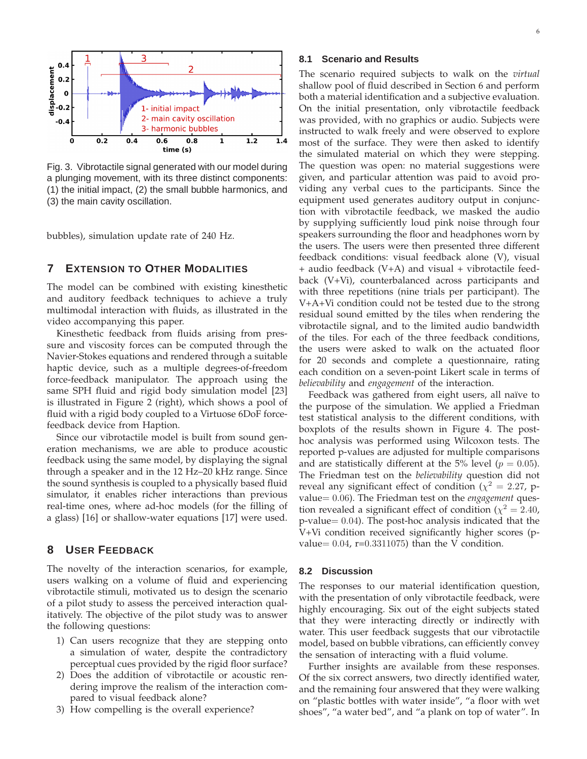Fig. 3. Vibrotactile signal generated with our model during a plunging movement, with its three distinct components: (1) the initial impact, (2) the small bubble harmonics, and (3) the main cavity oscillation.

bubbles), simulation update rate of 240 Hz.

## 7 Extension to Other Modalities

The model can be combined with existing kinesthetic and auditory feedback techniques to achieve a truly multimodal interaction with fluids, as illustrated in the video accompanying this paper.

Kinesthetic feedback from fluids arising from pressure and viscosity forces can be computed through the Navier-Stokes equations and rendered through a suitable haptic device, such as a multiple degrees-of-freedom force-feedback manipulator. The approach using the same SPH fluid and rigid body simulation model [23] is illustrated in Figure 2 (right), which shows a pool of fluid with a rigid body coupled to a Virtuose 6DoF force-feedback device from Haption.

Since our vibrotactile model is built from sound generation mechanisms, we are able to produce acoustic feedback using the same model, by displaying the signal through a speaker and in the 12 Hz–20 kHz range. Since the sound synthesis is coupled to a physically based fluid simulator, it enables richer interactions than previous real-time ones, where ad-hoc models (for the filling of a glass) [16] or shallow-water equations [17] were used.

## 8 User Feedback

The novelty of the interaction scenarios, for example, users walking on a volume of fluid and experiencing vibrotactile stimuli, motivated us to design the scenario of a pilot study to assess the perceived interaction qualitatively. The objective of the pilot study was to answer the following questions:

1) Can users recognize that they are stepping onto a simulation of water, despite the contradictory perceptual cues provided by the rigid floor surface?
2) Does the addition of vibrotactile or acoustic rendering improve the realism of the interaction compared to visual feedback alone?
3) How compelling is the overall experience?

### 8.1 Scenario and Results

The scenario required subjects to walk on the *virtual* shallow pool of fluid described in Section 6 and perform both a material identification and a subjective evaluation. On the initial presentation, only vibrotactile feedback was provided, with no graphics or audio. Subjects were instructed to walk freely and were observed to explore most of the surface. They were then asked to identify the simulated material on which they were stepping. The question was open: no material suggestions were given, and particular attention was paid to avoid providing any verbal cues to the participants. Since the equipment used generates auditory output in conjunction with vibrotactile feedback, we masked the audio by supplying sufficiently loud pink noise through four speakers surrounding the floor and headphones worn by the users. The users were then presented three different feedback conditions: visual feedback alone (V), visual + audio feedback (V+A) and visual + vibrotactile feedback (V+Vi), counterbalanced across participants and with three repetitions (nine trials per participant). The V+A+Vi condition could not be tested due to the strong residual sound emitted by the tiles when rendering the vibrotactile signal, and to the limited audio bandwidth of the tiles. For each of the three feedback conditions, the users were asked to walk on the actuated floor for 20 seconds and complete a questionnaire, rating each condition on a seven-point Likert scale in terms of *believability* and *engagement* of the interaction.

Feedback was gathered from eight users, all naïve to the purpose of the simulation. We applied a Friedman test statistical analysis to the different conditions, with boxplots of the results shown in Figure 4. The post-hoc analysis was performed using Wilcoxon tests. The reported p-values are adjusted for multiple comparisons and are statistically different at the 5% level ($p = 0.05$). The Friedman test on the *believability* question did not reveal any significant effect of condition ($\chi^2 = 2.27$, p-value$= 0.06$). The Friedman test on the *engagement* question revealed a significant effect of condition ($\chi^2 = 2.40$, p-value$= 0.04$). The post-hoc analysis indicated that the V+Vi condition received significantly higher scores (p-value$= 0.04$, r=0.3311075) than the V condition.

### 8.2 Discussion

The responses to our material identification question, with the presentation of only vibrotactile feedback, were highly encouraging. Six out of the eight subjects stated that they were interacting directly or indirectly with water. This user feedback suggests that our vibrotactile model, based on bubble vibrations, can efficiently convey the sensation of interacting with a fluid volume.

Further insights are available from these responses. Of the six correct answers, two directly identified water, and the remaining four answered that they were walking on "plastic bottles with water inside", "a floor with wet shoes", "a water bed", and "a plank on top of water". In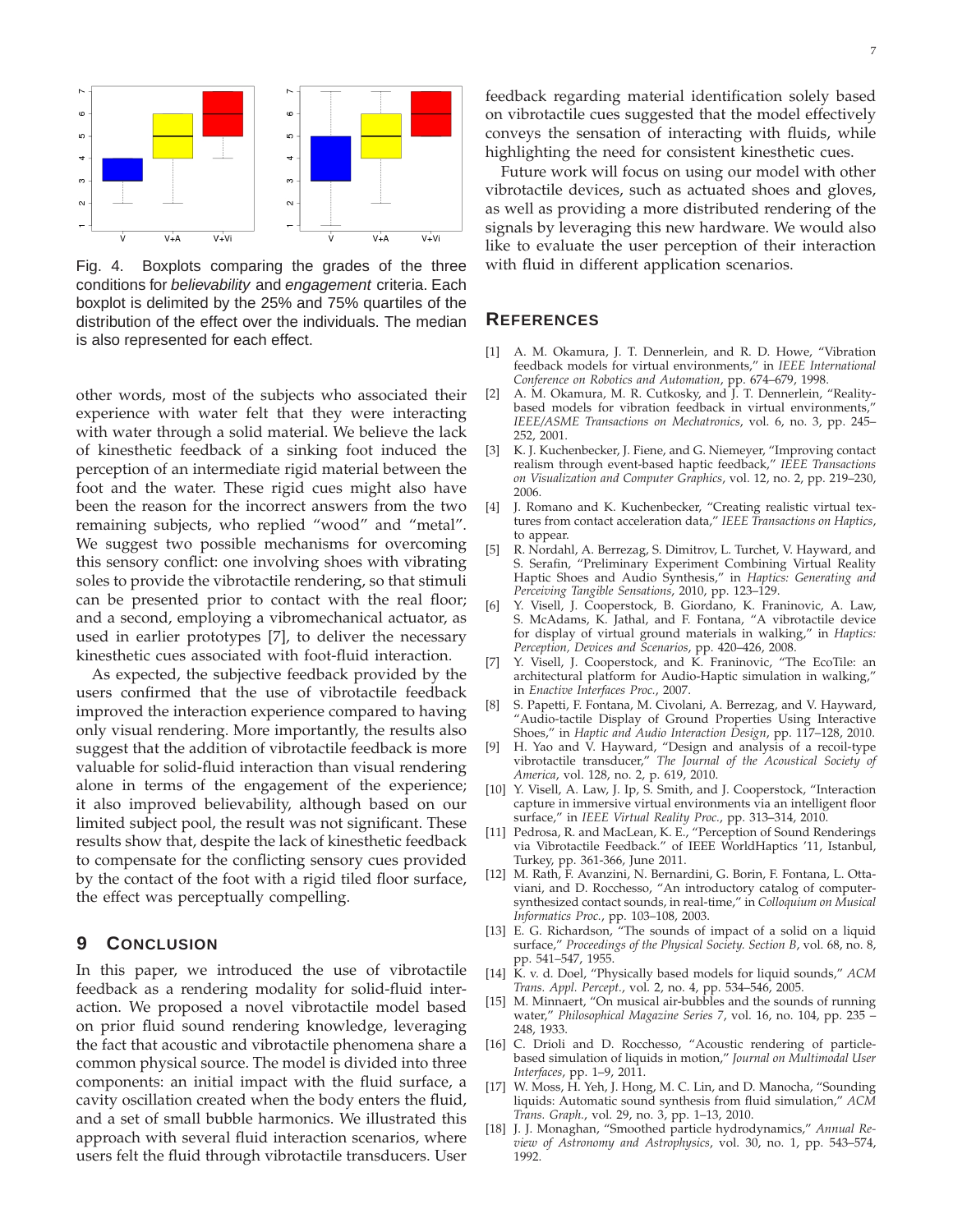Fig. 4. Boxplots comparing the grades of the three conditions for *believability* and *engagement* criteria. Each boxplot is delimited by the 25% and 75% quartiles of the distribution of the effect over the individuals. The median is also represented for each effect.

other words, most of the subjects who associated their experience with water felt that they were interacting with water through a solid material. We believe the lack of kinesthetic feedback of a sinking foot induced the perception of an intermediate rigid material between the foot and the water. These rigid cues might also have been the reason for the incorrect answers from the two remaining subjects, who replied "wood" and "metal". We suggest two possible mechanisms for overcoming this sensory conflict: one involving shoes with vibrating soles to provide the vibrotactile rendering, so that stimuli can be presented prior to contact with the real floor; and a second, employing a vibromechanical actuator, as used in earlier prototypes [7], to deliver the necessary kinesthetic cues associated with foot-fluid interaction.

As expected, the subjective feedback provided by the users confirmed that the use of vibrotactile feedback improved the interaction experience compared to having only visual rendering. More importantly, the results also suggest that the addition of vibrotactile feedback is more valuable for solid-fluid interaction than visual rendering alone in terms of the engagement of the experience; it also improved believability, although based on our limited subject pool, the result was not significant. These results show that, despite the lack of kinesthetic feedback to compensate for the conflicting sensory cues provided by the contact of the foot with a rigid tiled floor surface, the effect was perceptually compelling.

## 9 Conclusion

In this paper, we introduced the use of vibrotactile feedback as a rendering modality for solid-fluid interaction. We proposed a novel vibrotactile model based on prior fluid sound rendering knowledge, leveraging the fact that acoustic and vibrotactile phenomena share a common physical source. The model is divided into three components: an initial impact with the fluid surface, a cavity oscillation created when the body enters the fluid, and a set of small bubble harmonics. We illustrated this approach with several fluid interaction scenarios, where users felt the fluid through vibrotactile transducers. User feedback regarding material identification solely based on vibrotactile cues suggested that the model effectively conveys the sensation of interacting with fluids, while highlighting the need for consistent kinesthetic cues.

Future work will focus on using our model with other vibrotactile devices, such as actuated shoes and gloves, as well as providing a more distributed rendering of the signals by leveraging this new hardware. We would also like to evaluate the user perception of their interaction with fluid in different application scenarios.

## References

[1] A. M. Okamura, J. T. Dennerlein, and R. D. Howe, "Vibration feedback models for virtual environments," in *IEEE International Conference on Robotics and Automation*, pp. 674–679, 1998.

[2] A. M. Okamura, M. R. Cutkosky, and J. T. Dennerlein, "Reality-based models for vibration feedback in virtual environments," *IEEE/ASME Transactions on Mechatronics*, vol. 6, no. 3, pp. 245–252, 2001.

[3] K. J. Kuchenbecker, J. Fiene, and G. Niemeyer, "Improving contact realism through event-based haptic feedback," *IEEE Transactions on Visualization and Computer Graphics*, vol. 12, no. 2, pp. 219–230, 2006.

[4] J. Romano and K. Kuchenbecker, "Creating realistic virtual textures from contact acceleration data," *IEEE Transactions on Haptics*, to appear.

[5] R. Nordahl, A. Berrezag, S. Dimitrov, L. Turchet, V. Hayward, and S. Serafin, "Preliminary Experiment Combining Virtual Reality Haptic Shoes and Audio Synthesis," in *Haptics: Generating and Perceiving Tangible Sensations*, 2010, pp. 123–129.

[6] Y. Visell, J. Cooperstock, B. Giordano, K. Franinovic, A. Law, S. McAdams, K. Jathal, and F. Fontana, "A vibrotactile device for display of virtual ground materials in walking," in *Haptics: Perception, Devices and Scenarios*, pp. 420–426, 2008.

[7] Y. Visell, J. Cooperstock, and K. Franinovic, "The EcoTile: an architectural platform for Audio-Haptic simulation in walking," in *Enactive Interfaces Proc.*, 2007.

[8] S. Papetti, F. Fontana, M. Civolani, A. Berrezag, and V. Hayward, "Audio-tactile Display of Ground Properties Using Interactive Shoes," in *Haptic and Audio Interaction Design*, pp. 117–128, 2010.

[9] H. Yao and V. Hayward, "Design and analysis of a recoil-type vibrotactile transducer," *The Journal of the Acoustical Society of America*, vol. 128, no. 2, p. 619, 2010.

[10] Y. Visell, A. Law, J. Ip, S. Smith, and J. Cooperstock, "Interaction capture in immersive virtual environments via an intelligent floor surface," in *IEEE Virtual Reality Proc.*, pp. 313–314, 2010.

[11] Pedrosa, R. and MacLean, K. E., "Perception of Sound Renderings via Vibrotactile Feedback." of IEEE WorldHaptics '11, Istanbul, Turkey, pp. 361-366, June 2011.

[12] M. Rath, F. Avanzini, N. Bernardini, G. Borin, F. Fontana, L. Ottaviani, and D. Rocchesso, "An introductory catalog of computer-synthesized contact sounds, in real-time," in *Colloquium on Musical Informatics Proc.*, pp. 103–108, 2003.

[13] E. G. Richardson, "The sounds of impact of a solid on a liquid surface," *Proceedings of the Physical Society. Section B*, vol. 68, no. 8, pp. 541–547, 1955.

[14] K. v. d. Doel, "Physically based models for liquid sounds," *ACM Trans. Appl. Percept.*, vol. 2, no. 4, pp. 534–546, 2005.

[15] M. Minnaert, "On musical air-bubbles and the sounds of running water," *Philosophical Magazine Series 7*, vol. 16, no. 104, pp. 235 – 248, 1933.

[16] C. Drioli and D. Rocchesso, "Acoustic rendering of particle-based simulation of liquids in motion," *Journal on Multimodal User Interfaces*, pp. 1–9, 2011.

[17] W. Moss, H. Yeh, J. Hong, M. C. Lin, and D. Manocha, "Sounding liquids: Automatic sound synthesis from fluid simulation," *ACM Trans. Graph.*, vol. 29, no. 3, pp. 1–13, 2010.

[18] J. J. Monaghan, "Smoothed particle hydrodynamics," *Annual Review of Astronomy and Astrophysics*, vol. 30, no. 1, pp. 543–574, 1992.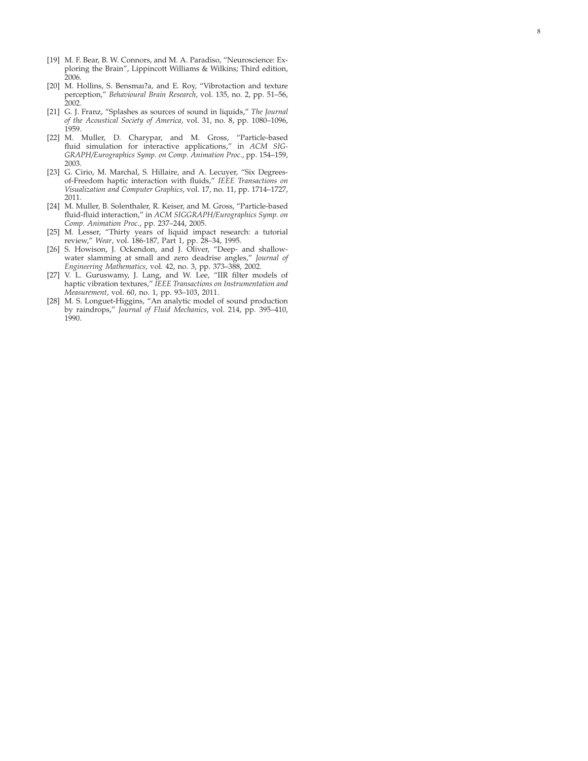[19] M. F. Bear, B. W. Connors, and M. A. Paradiso, "Neuroscience: Exploring the Brain", Lippincott Williams & Wilkins; Third edition, 2006.

[20] M. Hollins, S. Bensmaı?a, and E. Roy, "Vibrotaction and texture perception," *Behavioural Brain Research*, vol. 135, no. 2, pp. 51–56, 2002.

[21] G. J. Franz, "Splashes as sources of sound in liquids," *The Journal of the Acoustical Society of America*, vol. 31, no. 8, pp. 1080–1096, 1959.

[22] M. Muller, D. Charypar, and M. Gross, "Particle-based fluid simulation for interactive applications," in *ACM SIGGRAPH/Eurographics Symp. on Comp. Animation Proc.*, pp. 154–159, 2003.

[23] G. Cirio, M. Marchal, S. Hillaire, and A. Lecuyer, "Six Degrees-of-Freedom haptic interaction with fluids," *IEEE Transactions on Visualization and Computer Graphics*, vol. 17, no. 11, pp. 1714–1727, 2011.

[24] M. Muller, B. Solenthaler, R. Keiser, and M. Gross, "Particle-based fluid-fluid interaction," in *ACM SIGGRAPH/Eurographics Symp. on Comp. Animation Proc.*, pp. 237–244, 2005.

[25] M. Lesser, "Thirty years of liquid impact research: a tutorial review," *Wear*, vol. 186-187, Part 1, pp. 28–34, 1995.

[26] S. Howison, J. Ockendon, and J. Oliver, "Deep- and shallow-water slamming at small and zero deadrise angles," *Journal of Engineering Mathematics*, vol. 42, no. 3, pp. 373–388, 2002.

[27] V. L. Guruswamy, J. Lang, and W. Lee, "IIR filter models of haptic vibration textures," *IEEE Transactions on Instrumentation and Measurement*, vol. 60, no. 1, pp. 93–103, 2011.

[28] M. S. Longuet-Higgins, "An analytic model of sound production by raindrops," *Journal of Fluid Mechanics*, vol. 214, pp. 395–410, 1990.